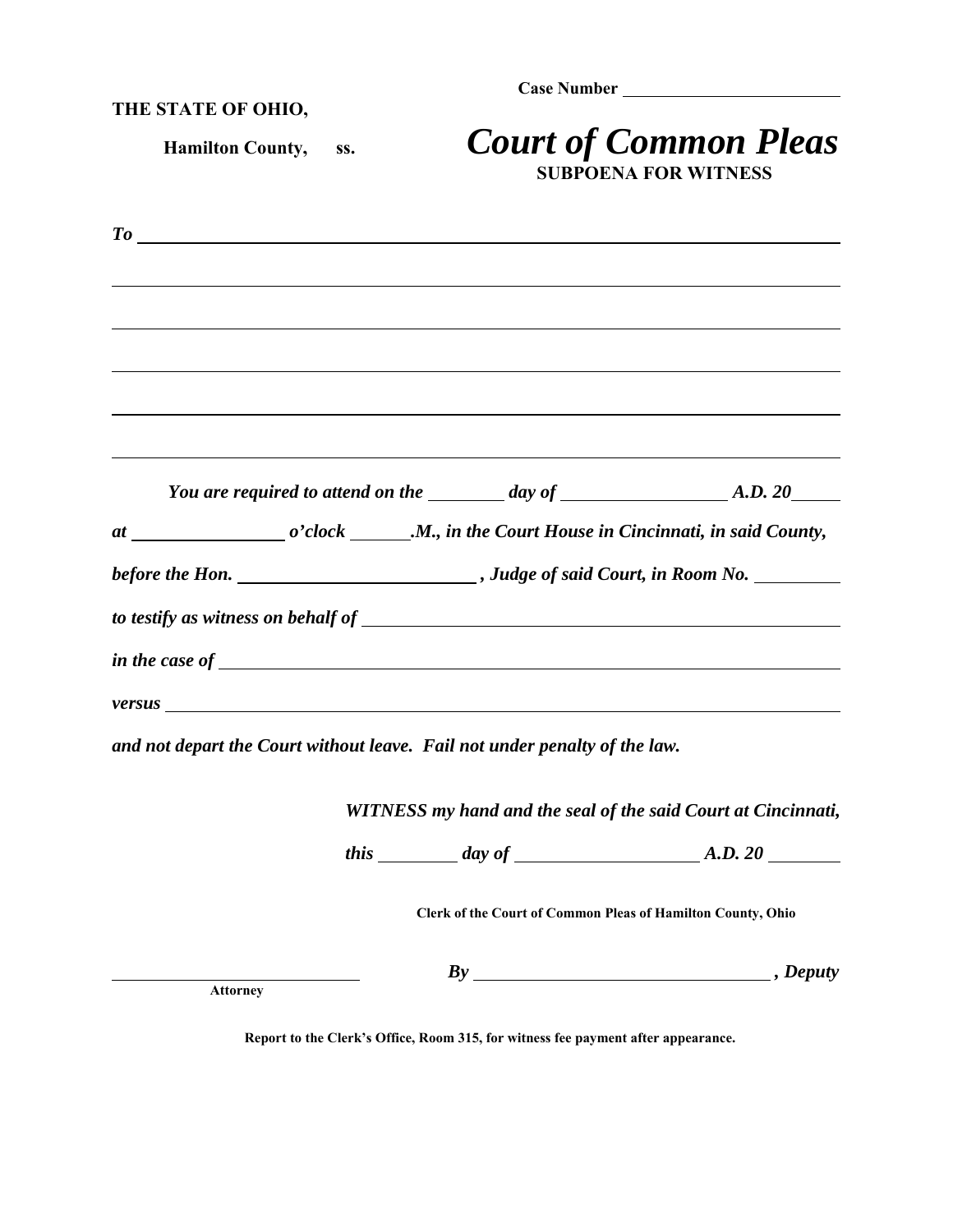Case Number ________________________

**THE STATE OF OHIO,**

**Hamilton County, ss.**

# *Court of Common Pleas*

**SUBPOENA FOR WITNESS**

***To*** ____________________________________________________________________________

_____________________________________________________________________________________

_____________________________________________________________________________________

_____________________________________________________________________________________

_____________________________________________________________________________________

_____________________________________________________________________________________

***You are required to attend on the _______ day of _______________ A.D. 20_____***

***at _______________ o'clock ______.M., in the Court House in Cincinnati, in said County,***

***before the Hon. ________________________ , Judge of said Court, in Room No. ________***

***to testify as witness on behalf of ________________________________________________***

***in the case of _________________________________________________________________***

***versus _______________________________________________________________________***

***and not depart the Court without leave. Fail not under penalty of the law.***

***WITNESS my hand and the seal of the said Court at Cincinnati,***

***this ________ day of ___________________ A.D. 20 ________***

**Clerk of the Court of Common Pleas of Hamilton County, Ohio**

___________________________ ***By*** ________________________________ ***, Deputy***

**Attorney**

**Report to the Clerk's Office, Room 315, for witness fee payment after appearance.**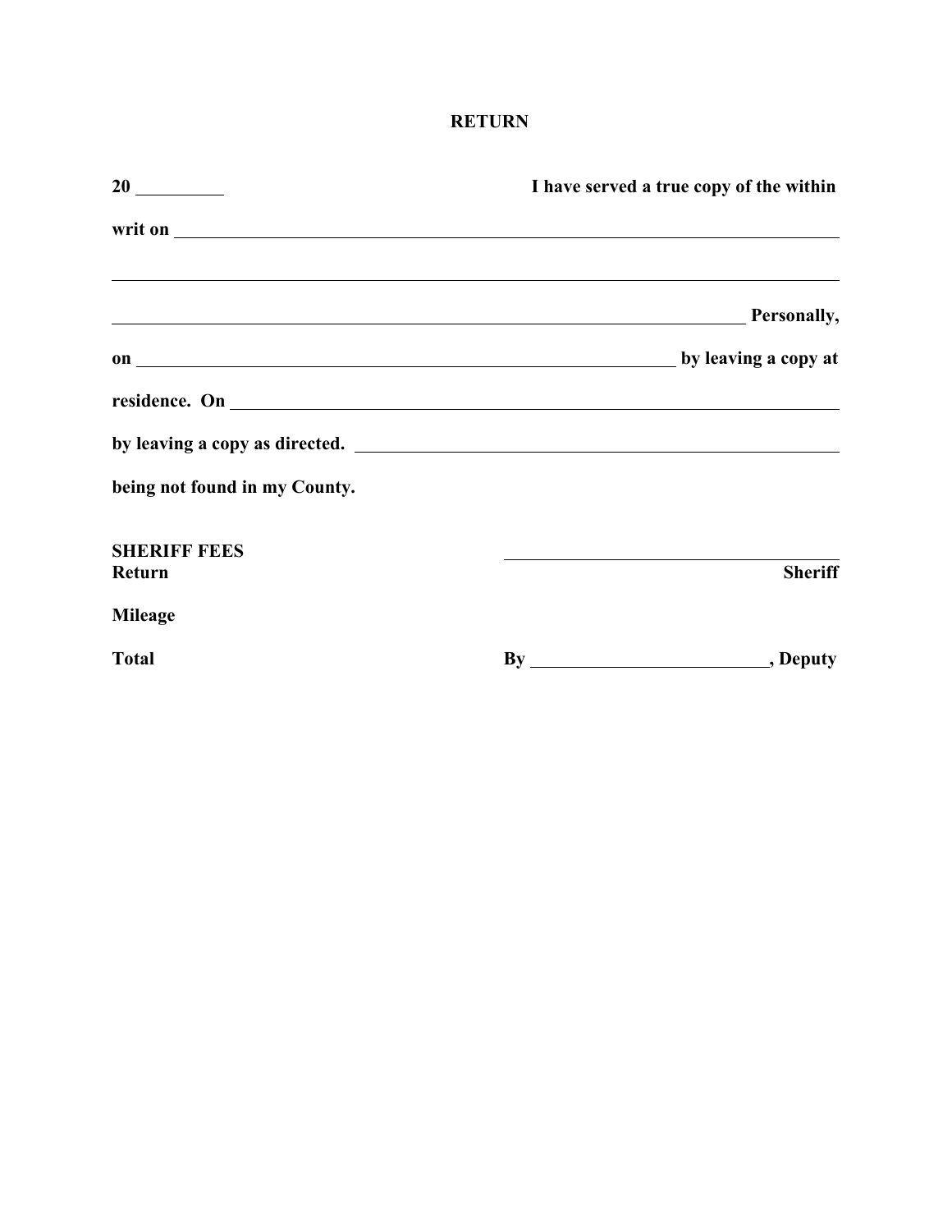**RETURN**

**20 \_\_\_\_\_\_\_\_\_\_ I have served a true copy of the within**

**writ on \_\_\_\_\_\_\_\_\_\_\_\_\_\_\_\_\_\_\_\_\_\_\_\_\_\_\_\_\_\_\_\_\_\_\_\_\_\_\_\_\_\_\_\_\_\_\_\_\_\_\_\_\_\_\_\_\_\_\_\_\_\_\_\_**

\_\_\_\_\_\_\_\_\_\_\_\_\_\_\_\_\_\_\_\_\_\_\_\_\_\_\_\_\_\_\_\_\_\_\_\_\_\_\_\_\_\_\_\_\_\_\_\_\_\_\_\_\_\_\_\_\_\_\_\_\_\_\_\_\_\_\_\_\_\_\_\_

**\_\_\_\_\_\_\_\_\_\_\_\_\_\_\_\_\_\_\_\_\_\_\_\_\_\_\_\_\_\_\_\_\_\_\_\_\_\_\_\_\_\_\_\_\_\_\_\_\_\_\_\_\_\_\_\_\_\_\_\_\_\_\_ Personally,**

**on \_\_\_\_\_\_\_\_\_\_\_\_\_\_\_\_\_\_\_\_\_\_\_\_\_\_\_\_\_\_\_\_\_\_\_\_\_\_\_\_\_\_\_\_\_\_\_\_\_\_\_\_\_\_ by leaving a copy at**

**residence. On \_\_\_\_\_\_\_\_\_\_\_\_\_\_\_\_\_\_\_\_\_\_\_\_\_\_\_\_\_\_\_\_\_\_\_\_\_\_\_\_\_\_\_\_\_\_\_\_\_\_\_\_\_\_\_\_\_\_\_\_**

**by leaving a copy as directed. \_\_\_\_\_\_\_\_\_\_\_\_\_\_\_\_\_\_\_\_\_\_\_\_\_\_\_\_\_\_\_\_\_\_\_\_\_\_\_\_\_\_\_\_\_\_\_\_**

**being not found in my County.**

**SHERIFF FEES**

**Return**

**Mileage**

**Total**

\_\_\_\_\_\_\_\_\_\_\_\_\_\_\_\_\_\_\_\_\_\_\_\_\_\_\_\_\_\_\_\_\_\_\_

**Sheriff**

**By \_\_\_\_\_\_\_\_\_\_\_\_\_\_\_\_\_\_\_\_\_\_\_\_\_\_, Deputy**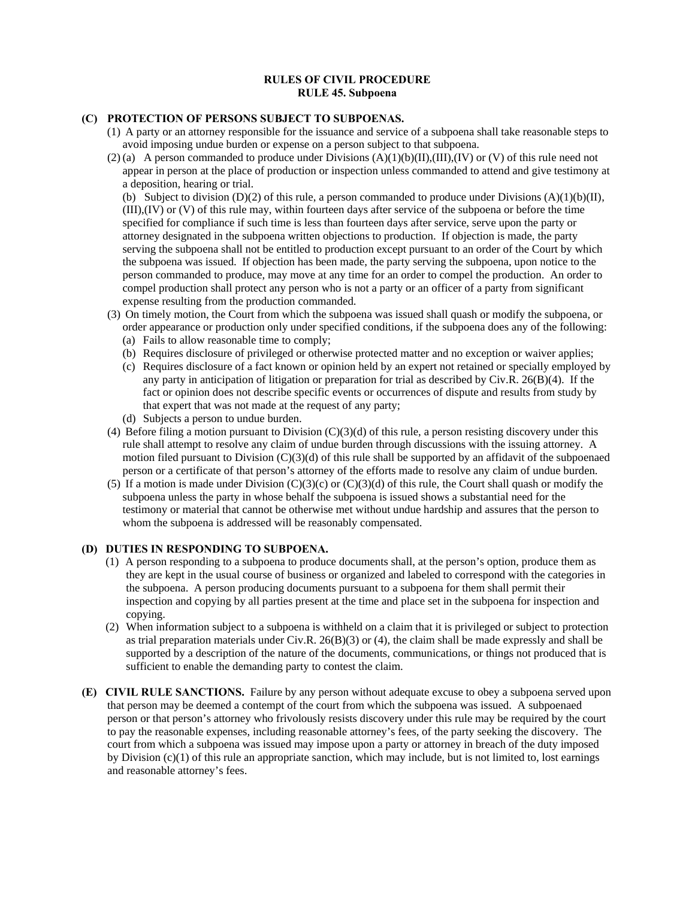**RULES OF CIVIL PROCEDURE**
**RULE 45. Subpoena**

**(C) PROTECTION OF PERSONS SUBJECT TO SUBPOENAS.**

(1) A party or an attorney responsible for the issuance and service of a subpoena shall take reasonable steps to avoid imposing undue burden or expense on a person subject to that subpoena.

(2) (a) A person commanded to produce under Divisions (A)(1)(b)(II),(III),(IV) or (V) of this rule need not appear in person at the place of production or inspection unless commanded to attend and give testimony at a deposition, hearing or trial.

(b) Subject to division (D)(2) of this rule, a person commanded to produce under Divisions (A)(1)(b)(II),(III),(IV) or (V) of this rule may, within fourteen days after service of the subpoena or before the time specified for compliance if such time is less than fourteen days after service, serve upon the party or attorney designated in the subpoena written objections to production. If objection is made, the party serving the subpoena shall not be entitled to production except pursuant to an order of the Court by which the subpoena was issued. If objection has been made, the party serving the subpoena, upon notice to the person commanded to produce, may move at any time for an order to compel the production. An order to compel production shall protect any person who is not a party or an officer of a party from significant expense resulting from the production commanded.

(3) On timely motion, the Court from which the subpoena was issued shall quash or modify the subpoena, or order appearance or production only under specified conditions, if the subpoena does any of the following:

(a) Fails to allow reasonable time to comply;

(b) Requires disclosure of privileged or otherwise protected matter and no exception or waiver applies;

(c) Requires disclosure of a fact known or opinion held by an expert not retained or specially employed by any party in anticipation of litigation or preparation for trial as described by Civ.R. 26(B)(4). If the fact or opinion does not describe specific events or occurrences of dispute and results from study by that expert that was not made at the request of any party;

(d) Subjects a person to undue burden.

(4) Before filing a motion pursuant to Division (C)(3)(d) of this rule, a person resisting discovery under this rule shall attempt to resolve any claim of undue burden through discussions with the issuing attorney. A motion filed pursuant to Division (C)(3)(d) of this rule shall be supported by an affidavit of the subpoenaed person or a certificate of that person's attorney of the efforts made to resolve any claim of undue burden.

(5) If a motion is made under Division (C)(3)(c) or (C)(3)(d) of this rule, the Court shall quash or modify the subpoena unless the party in whose behalf the subpoena is issued shows a substantial need for the testimony or material that cannot be otherwise met without undue hardship and assures that the person to whom the subpoena is addressed will be reasonably compensated.

**(D) DUTIES IN RESPONDING TO SUBPOENA.**

(1) A person responding to a subpoena to produce documents shall, at the person's option, produce them as they are kept in the usual course of business or organized and labeled to correspond with the categories in the subpoena. A person producing documents pursuant to a subpoena for them shall permit their inspection and copying by all parties present at the time and place set in the subpoena for inspection and copying.

(2) When information subject to a subpoena is withheld on a claim that it is privileged or subject to protection as trial preparation materials under Civ.R. 26(B)(3) or (4), the claim shall be made expressly and shall be supported by a description of the nature of the documents, communications, or things not produced that is sufficient to enable the demanding party to contest the claim.

**(E) CIVIL RULE SANCTIONS.** Failure by any person without adequate excuse to obey a subpoena served upon that person may be deemed a contempt of the court from which the subpoena was issued. A subpoenaed person or that person's attorney who frivolously resists discovery under this rule may be required by the court to pay the reasonable expenses, including reasonable attorney's fees, of the party seeking the discovery. The court from which a subpoena was issued may impose upon a party or attorney in breach of the duty imposed by Division (c)(1) of this rule an appropriate sanction, which may include, but is not limited to, lost earnings and reasonable attorney's fees.